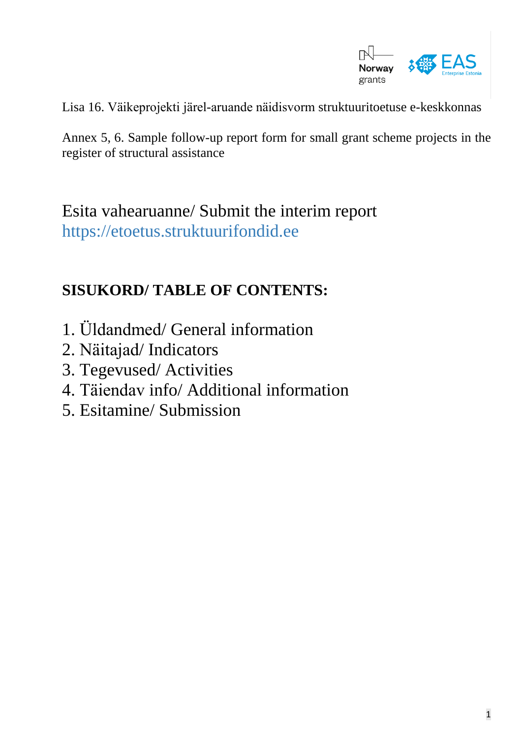Lisa 16. Väikeprojekti järel-aruande näidisvorm struktuuritoetuse e-keskkonnas

Annex 5, 6. Sample follow-up report form for small grant scheme projects in the register of structural assistance

Esita vahearuanne/ Submit the interim report
https://etoetus.struktuurifondid.ee

## SISUKORD/ TABLE OF CONTENTS:

1. Üldandmed/ General information
2. Näitajad/ Indicators
3. Tegevused/ Activities
4. Täiendav info/ Additional information
5. Esitamine/ Submission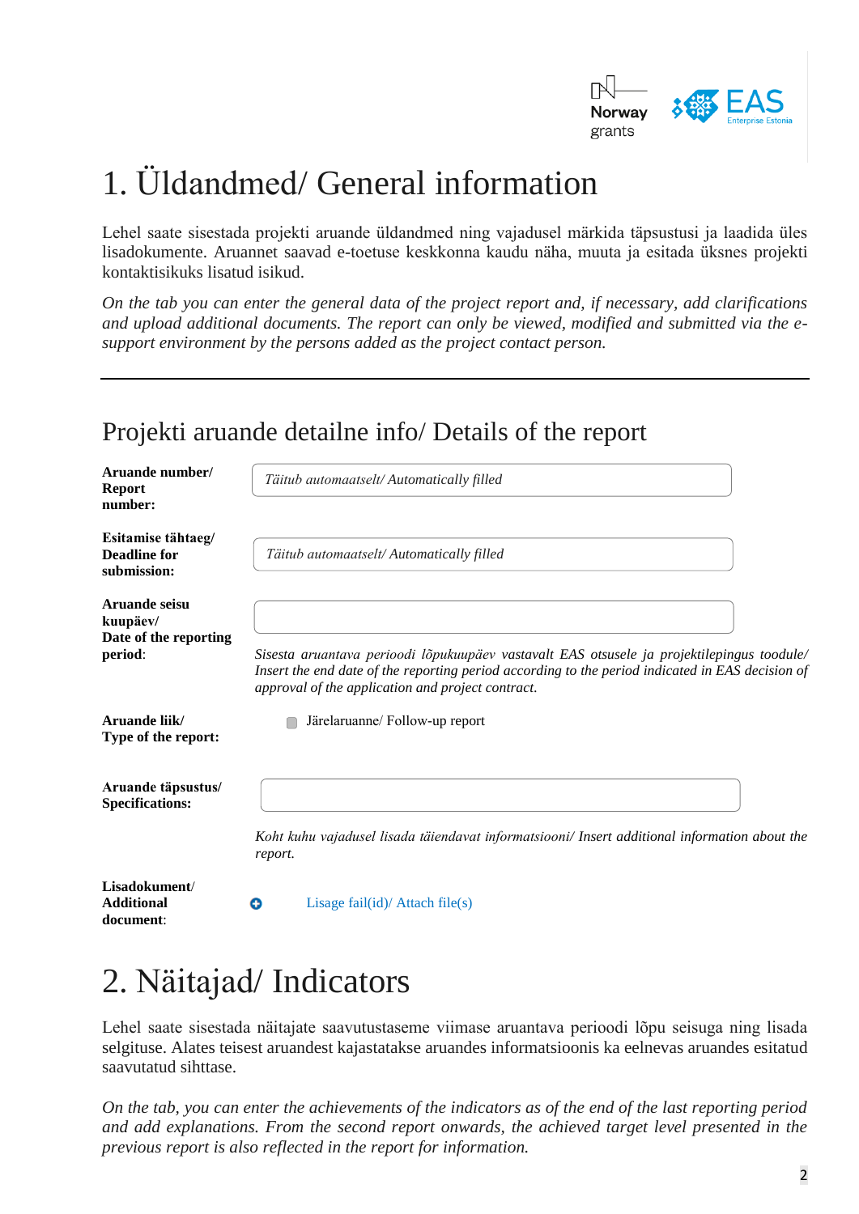# 1. Üldandmed/ General information

Lehel saate sisestada projekti aruande üldandmed ning vajadusel märkida täpsustusi ja laadida üles lisadokumente. Aruannet saavad e-toetuse keskkonna kaudu näha, muuta ja esitada üksnes projekti kontaktisikuks lisatud isikud.

*On the tab you can enter the general data of the project report and, if necessary, add clarifications and upload additional documents. The report can only be viewed, modified and submitted via the e-support environment by the persons added as the project contact person.*

---

## Projekti aruande detailne info/ Details of the report

**Aruande number/ Report number:**

*Täitub automaatselt/ Automatically filled*

**Esitamise tähtaeg/ Deadline for submission:**

*Täitub automaatselt/ Automatically filled*

**Aruande seisu kuupäev/ Date of the reporting period:**

*Sisesta aruantava perioodi lõpukuupäev vastavalt EAS otsusele ja projektilepingus toodule/ Insert the end date of the reporting period according to the period indicated in EAS decision of approval of the application and project contract.*

**Aruande liik/ Type of the report:**

☐ Järelaruanne/ Follow-up report

**Aruande täpsustus/ Specifications:**

*Koht kuhu vajadusel lisada täiendavat informatsiooni/ Insert additional information about the report.*

**Lisadokument/ Additional document:**

Lisage fail(id)/ Attach file(s)

# 2. Näitajad/ Indicators

Lehel saate sisestada näitajate saavutustaseme viimase aruantava perioodi lõpu seisuga ning lisada selgituse. Alates teisest aruandest kajastatakse aruandes informatsioonis ka eelnevas aruandes esitatud saavutatud sihttase.

*On the tab, you can enter the achievements of the indicators as of the end of the last reporting period and add explanations. From the second report onwards, the achieved target level presented in the previous report is also reflected in the report for information.*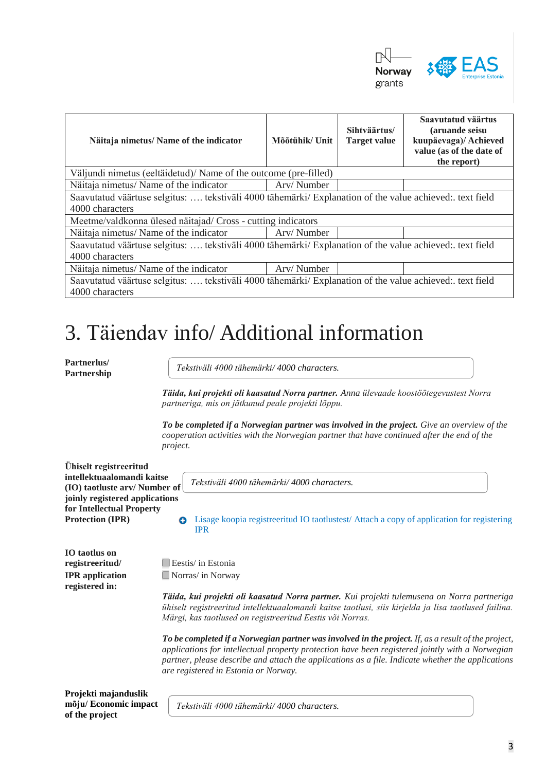| Näitaja nimetus/ Name of the indicator | Mõõtühik/ Unit | Sihtväärtus/ Target value | Saavutatud väärtus (aruande seisu kuupäevaga)/ Achieved value (as of the date of the report) |
|---|---|---|---|
| Väljundi nimetus (eeltäidetud)/ Name of the outcome (pre-filled) | | | |
| Näitaja nimetus/ Name of the indicator | Arv/ Number | | |
| Saavutatud väärtuse selgitus: …. tekstiväli 4000 tähemärki/ Explanation of the value achieved:. text field 4000 characters | | | |
| Meetme/valdkonna ülesed näitajad/ Cross - cutting indicators | | | |
| Näitaja nimetus/ Name of the indicator | Arv/ Number | | |
| Saavutatud väärtuse selgitus: …. tekstiväli 4000 tähemärki/ Explanation of the value achieved:. text field 4000 characters | | | |
| Näitaja nimetus/ Name of the indicator | Arv/ Number | | |
| Saavutatud väärtuse selgitus: …. tekstiväli 4000 tähemärki/ Explanation of the value achieved:. text field 4000 characters | | | |

# 3. Täiendav info/ Additional information

**Partnerlus/ Partnership**

*Tekstiväli 4000 tähemärki/ 4000 characters.*

***Täida, kui projekti oli kaasatud Norra partner.*** *Anna ülevaade koostöötegevustest Norra partneriga, mis on jätkunud peale projekti lõppu.*

***To be completed if a Norwegian partner was involved in the project.*** *Give an overview of the cooperation activities with the Norwegian partner that have continued after the end of the project.*

**Ühiselt registreeritud intellektuaalomandi kaitse (IO) taotluste arv/ Number of joinly registered applications for Intellectual Property Protection (IPR)**

*Tekstiväli 4000 tähemärki/ 4000 characters.*

Lisage koopia registreeritud IO taotlustest/ Attach a copy of application for registering IPR

**IO taotlus on registreeritud/ IPR application registered in:**

- ☐ Eestis/ in Estonia
- ☐ Norras/ in Norway

***Täida, kui projekti oli kaasatud Norra partner.*** *Kui projekti tulemusena on Norra partneriga ühiselt registreeritud intellektuaalomandi kaitse taotlusi, siis kirjelda ja lisa taotlused failina. Märgi, kas taotlused on registreeritud Eestis või Norras.*

***To be completed if a Norwegian partner was involved in the project.*** *If, as a result of the project, applications for intellectual property protection have been registered jointly with a Norwegian partner, please describe and attach the applications as a file. Indicate whether the applications are registered in Estonia or Norway.*

**Projekti majanduslik mõju/ Economic impact of the project**

*Tekstiväli 4000 tähemärki/ 4000 characters.*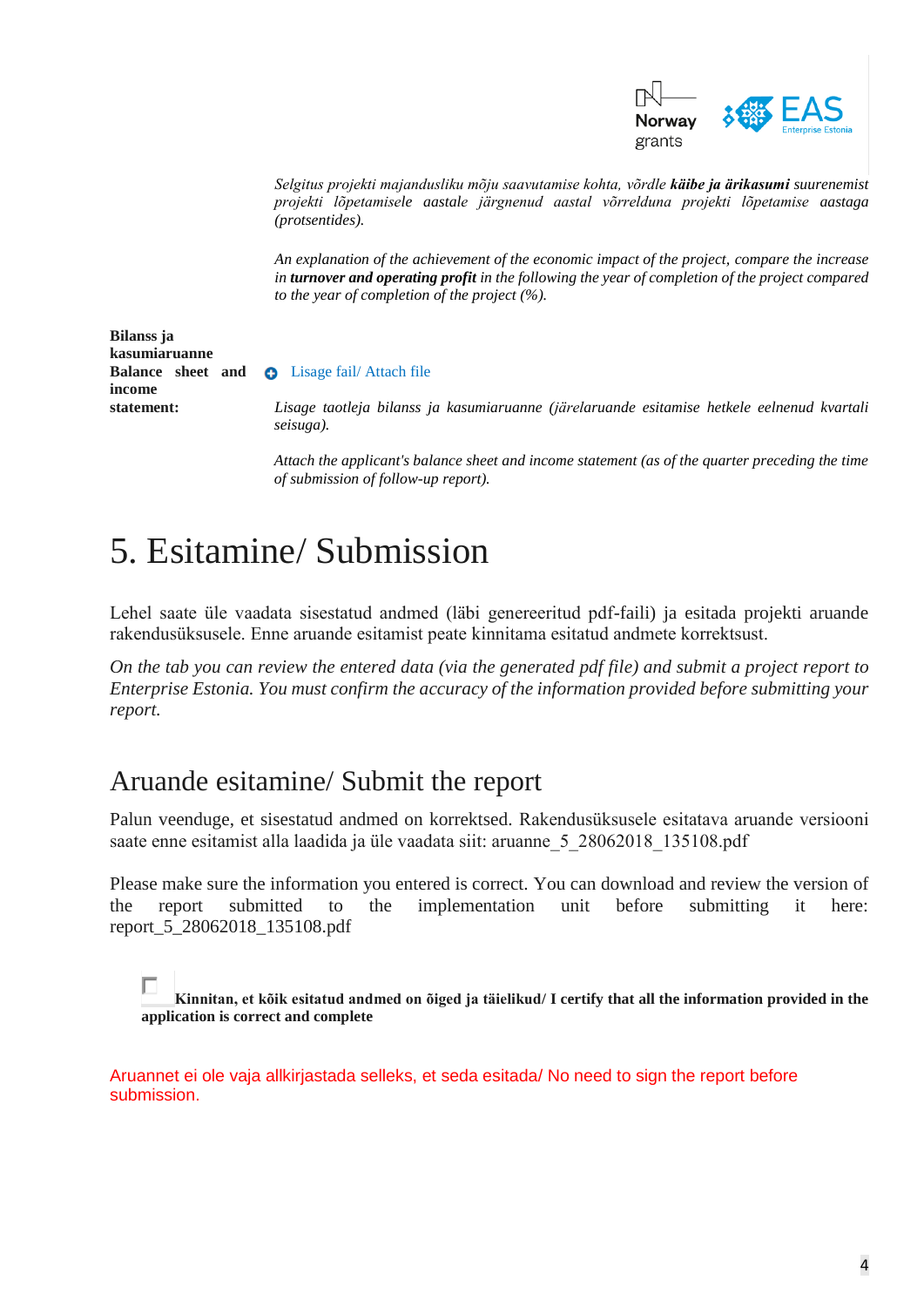*Selgitus projekti majandusliku mõju saavutamise kohta, võrdle **käibe ja ärikasumi** suurenemist projekti lõpetamisele aastale järgnenud aastal võrrelduna projekti lõpetamise aastaga (protsentides).*

*An explanation of the achievement of the economic impact of the project, compare the increase in **turnover and operating profit** in the following year of completion of the project compared to the year of completion of the project (%).*

**Bilanss ja kasumiaruanne**
**Balance sheet and income statement:**

Lisage fail/ Attach file

*Lisage taotleja bilanss ja kasumiaruanne (järelaruande esitamise hetkele eelnenud kvartali seisuga).*

*Attach the applicant's balance sheet and income statement (as of the quarter preceding the time of submission of follow-up report).*

# 5. Esitamine/ Submission

Lehel saate üle vaadata sisestatud andmed (läbi genereeritud pdf-faili) ja esitada projekti aruande rakendusüksusele. Enne aruande esitamist peate kinnitama esitatud andmete korrektsust.

*On the tab you can review the entered data (via the generated pdf file) and submit a project report to Enterprise Estonia. You must confirm the accuracy of the information provided before submitting your report.*

## Aruande esitamine/ Submit the report

Palun veenduge, et sisestatud andmed on korrektsed. Rakendusüksusele esitatava aruande versiooni saate enne esitamist alla laadida ja üle vaadata siit: aruanne_5_28062018_135108.pdf

Please make sure the information you entered is correct. You can download and review the version of the report submitted to the implementation unit before submitting it here: report_5_28062018_135108.pdf

☐ **Kinnitan, et kõik esitatud andmed on õiged ja täielikud/ I certify that all the information provided in the application is correct and complete**

Aruannet ei ole vaja allkirjastada selleks, et seda esitada/ No need to sign the report before submission.